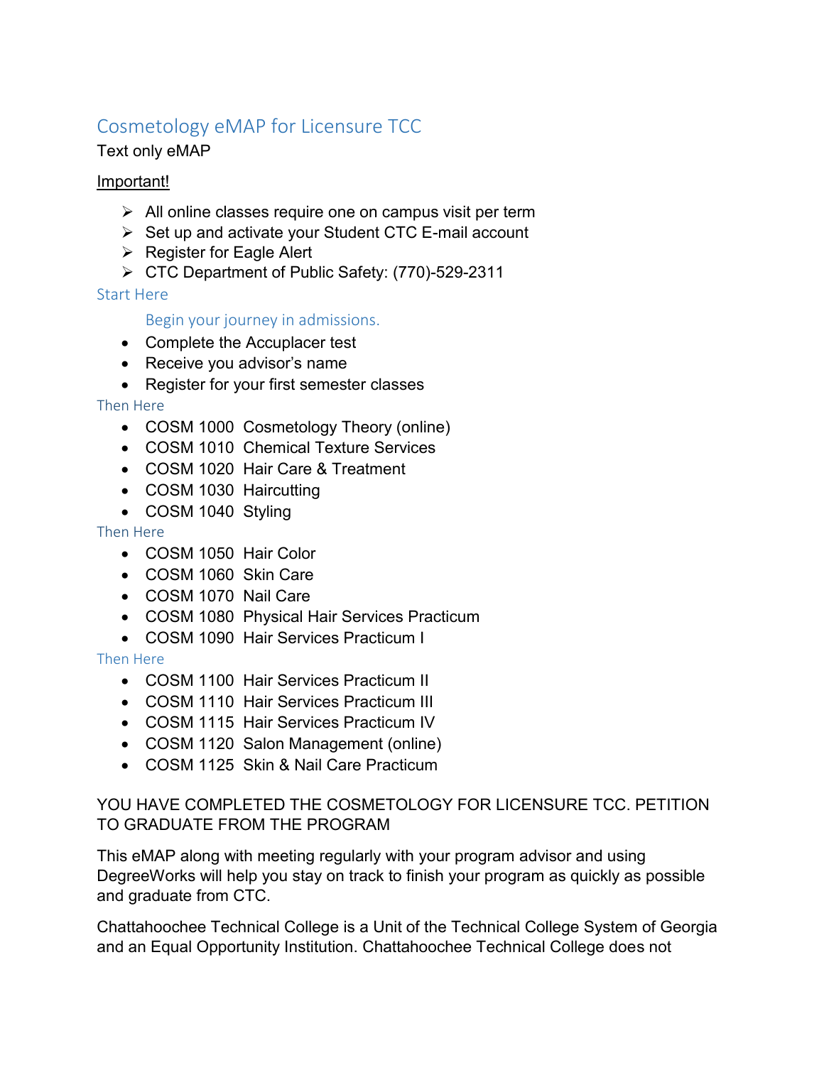# Cosmetology eMAP for Licensure TCC

Text only eMAP

Important!

- All online classes require one on campus visit per term
- Set up and activate your Student CTC E-mail account
- Register for Eagle Alert
- CTC Department of Public Safety: (770)-529-2311

## Start Here

### Begin your journey in admissions.

- Complete the Accuplacer test
- Receive you advisor's name
- Register for your first semester classes

## Then Here

- COSM 1000 Cosmetology Theory (online)
- COSM 1010 Chemical Texture Services
- COSM 1020 Hair Care & Treatment
- COSM 1030 Haircutting
- COSM 1040 Styling

## Then Here

- COSM 1050 Hair Color
- COSM 1060 Skin Care
- COSM 1070 Nail Care
- COSM 1080 Physical Hair Services Practicum
- COSM 1090 Hair Services Practicum I

## Then Here

- COSM 1100 Hair Services Practicum II
- COSM 1110 Hair Services Practicum III
- COSM 1115 Hair Services Practicum IV
- COSM 1120 Salon Management (online)
- COSM 1125 Skin & Nail Care Practicum

YOU HAVE COMPLETED THE COSMETOLOGY FOR LICENSURE TCC. PETITION TO GRADUATE FROM THE PROGRAM

This eMAP along with meeting regularly with your program advisor and using DegreeWorks will help you stay on track to finish your program as quickly as possible and graduate from CTC.

Chattahoochee Technical College is a Unit of the Technical College System of Georgia and an Equal Opportunity Institution. Chattahoochee Technical College does not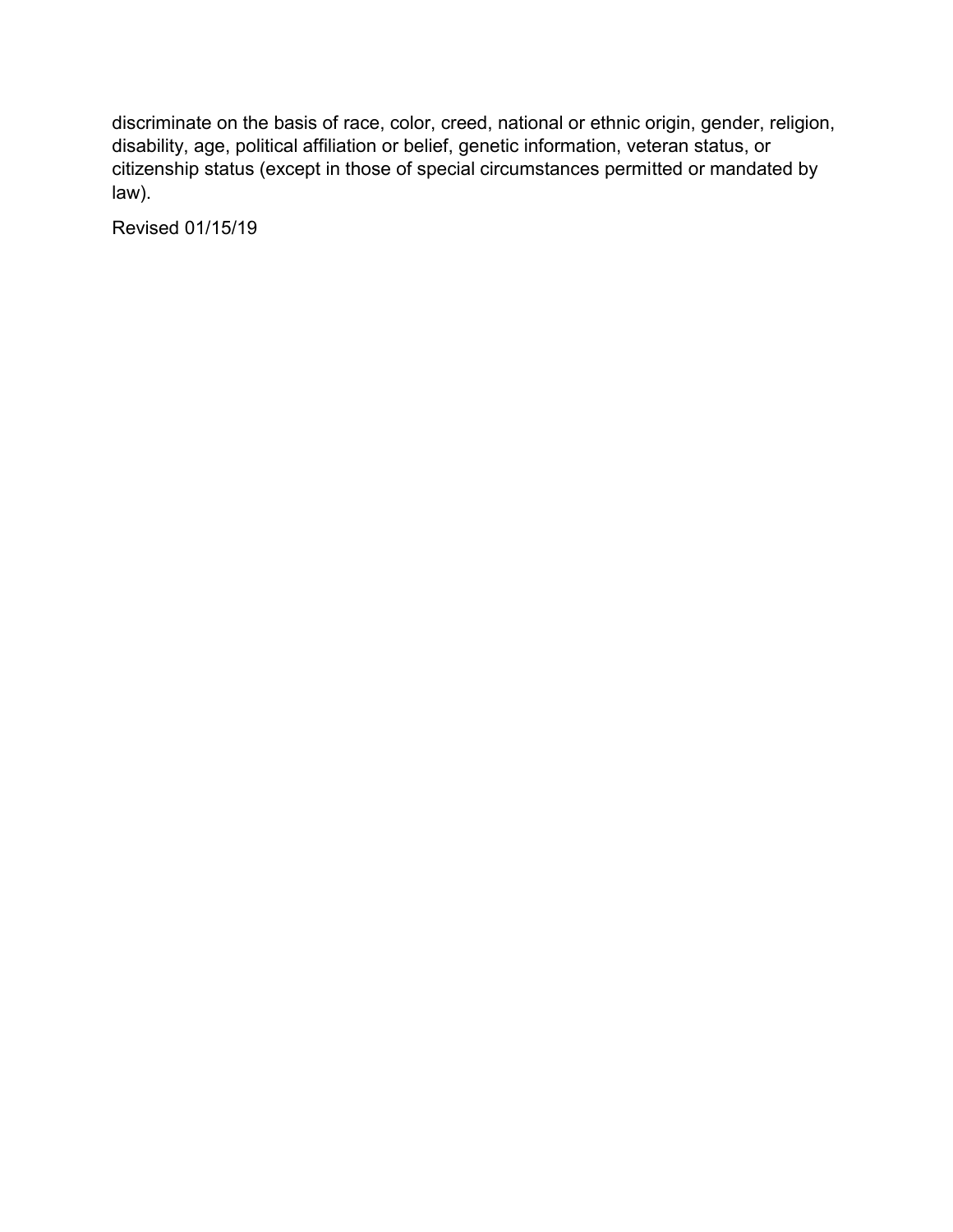discriminate on the basis of race, color, creed, national or ethnic origin, gender, religion, disability, age, political affiliation or belief, genetic information, veteran status, or citizenship status (except in those of special circumstances permitted or mandated by law).

Revised 01/15/19